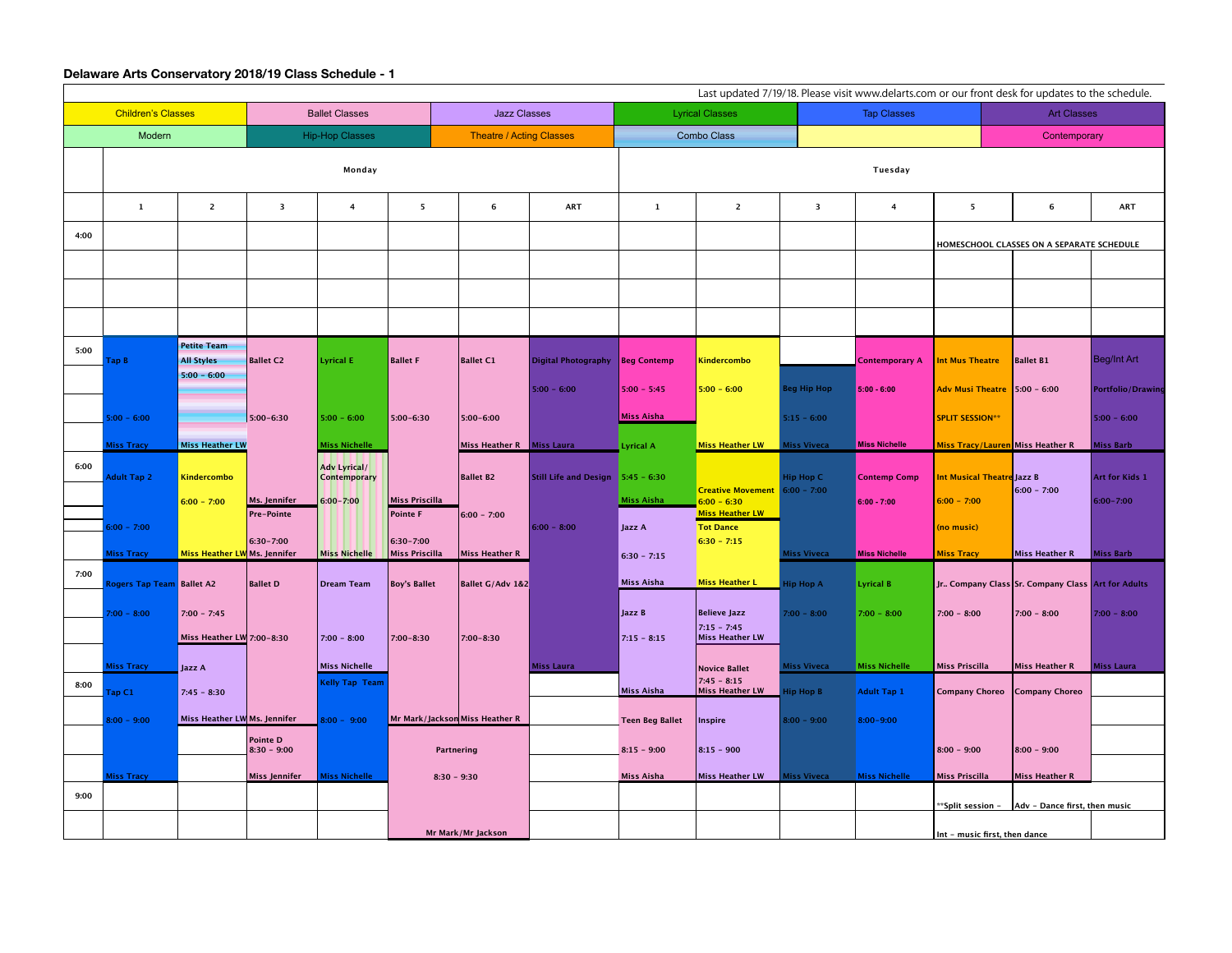# Delaware Arts Conservatory 2018/19 Class Schedule - 1

Last updated 7/19/18. Please visit www.delarts.com or our front desk for updates to the schedule.

| Children's Classes | Ballet Classes | Jazz Classes | Lyrical Classes | Tap Classes | Art Classes |
|---|---|---|---|---|---|
| Modern | Hip-Hop Classes | Theatre / Acting Classes | Combo Class | | Contemporary |

## Monday

| Time | 1 | 2 | 3 | 4 | 5 | 6 | ART |
|---|---|---|---|---|---|---|---|
| 4:00 | | | | | | | |
| 5:00 | Tap B 5:00 - 6:00 Miss Tracy | Petite Team All Styles 5:00 - 6:00 Miss Heather LW | Ballet C2 5:00-6:30 Ms. Jennifer | Lyrical E 5:00 - 6:00 Miss Nichelle | Ballet F 5:00-6:30 Miss Priscilla | Ballet C1 5:00-6:00 Miss Heather R | Digital Photography 5:00 - 6:00 Miss Laura |
| 6:00 | Adult Tap 2 6:00 - 7:00 Miss Tracy | Kindercombo 6:00 - 7:00 Miss Heather LW | Pre-Pointe 6:30-7:00 Ms. Jennifer | Adv Lyrical/ Contemporary 6:00-7:00 Miss Nichelle | Pointe F 6:30-7:00 Miss Priscilla | Ballet B2 6:00 - 7:00 Miss Heather R | Still Life and Design 6:00 - 8:00 Miss Laura |
| 7:00 | Rogers Tap Team 7:00 - 8:00 Miss Tracy | Ballet A2 7:00 - 7:45 Miss Heather LW | Ballet D 7:00-8:30 Ms. Jennifer | Dream Team 7:00 - 8:00 Miss Nichelle | Boy's Ballet 7:00-8:30 Mr Mark/Jackson | Ballet G/Adv 1&2 7:00-8:30 Miss Heather R | |
| | | Jazz A 7:45 - 8:30 Miss Heather LW | | | | | |
| 8:00 | Tap C1 8:00 - 9:00 Miss Tracy | | Pointe D 8:30 - 9:00 Miss Jennifer | Kelly Tap Team 8:00 - 9:00 Miss Nichelle | Partnering 8:30 - 9:30 Mr Mark/Mr Jackson | | |
| 9:00 | | | | | | | |

## Tuesday

| Time | 1 | 2 | 3 | 4 | 5 | 6 | ART |
|---|---|---|---|---|---|---|---|
| 4:00 | | | | | HOMESCHOOL CLASSES ON A SEPARATE SCHEDULE | | |
| 5:00 | Beg Contemp 5:00 - 5:45 Miss Aisha | Kindercombo 5:00 - 6:00 Miss Heather LW | Beg Hip Hop 5:15 - 6:00 Miss Viveca | Contemporary A 5:00 - 6:00 Miss Nichelle | Int Mus Theatre Adv Musi Theatre SPLIT SESSION** Miss Tracy/Lauren | Ballet B1 5:00 - 6:00 Miss Heather R | Beg/Int Art Portfolio/Drawing 5:00 - 6:00 Miss Barb |
| | Lyrical A 5:45 - 6:30 Miss Aisha | | | | | | |
| 6:00 | Jazz A 6:30 - 7:15 Miss Aisha | Creative Movement 6:00 - 6:30 Miss Heather LW | Hip Hop C 6:00 - 7:00 Miss Viveca | Contemp Comp 6:00 - 7:00 Miss Nichelle | Int Musical Theatre 6:00 - 7:00 (no music) Miss Tracy | Jazz B 6:00 - 7:00 Miss Heather R | Art for Kids 1 6:00-7:00 Miss Barb |
| | | Tot Dance 6:30 - 7:15 Miss Heather L | | | | | |
| 7:00 | Jazz B 7:15 - 8:15 Miss Aisha | Believe Jazz 7:15 - 7:45 Miss Heather LW | Hip Hop A 7:00 - 8:00 Miss Viveca | Lyrical B 7:00 - 8:00 Miss Nichelle | Jr.. Company Class 7:00 - 8:00 Miss Priscilla | Sr. Company Class 7:00 - 8:00 Miss Heather R | Art for Adults 7:00 - 8:00 Miss Laura |
| | | Novice Ballet 7:45 - 8:15 Miss Heather LW | | | | | |
| 8:00 | Teen Beg Ballet 8:15 - 9:00 Miss Aisha | Inspire 8:15 - 900 Miss Heather LW | Hip Hop B 8:00 - 9:00 Miss Viveca | Adult Tap 1 8:00-9:00 Miss Nichelle | Company Choreo 8:00 - 9:00 Miss Priscilla | Company Choreo 8:00 - 9:00 Miss Heather R | |
| 9:00 | | | | | **Split session - Int - music first, then dance | Adv - Dance first, then music | |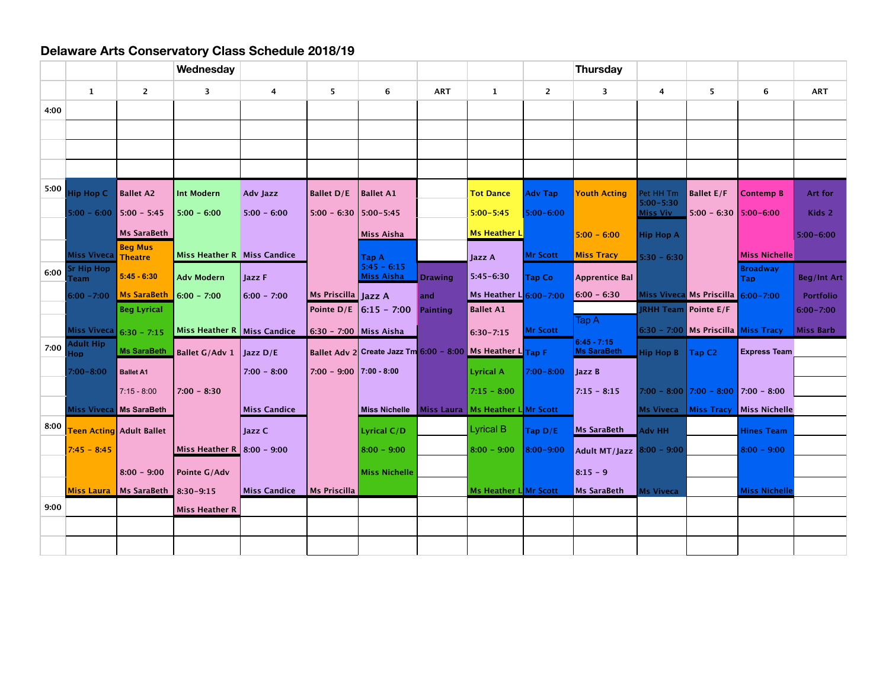# Delaware Arts Conservatory Class Schedule 2018/19

| | Wednesday 1 | Wednesday 2 | Wednesday 3 | Wednesday 4 | Wednesday 5 | Wednesday 6 | Wednesday ART | Thursday 1 | Thursday 2 | Thursday 3 | Thursday 4 | Thursday 5 | Thursday 6 | Thursday ART |
|---|---|---|---|---|---|---|---|---|---|---|---|---|---|---|
| 4:00 | | | | | | | | | | | | | | |
| 5:00 | Hip Hop C 5:00 - 6:00 Miss Viveca | Ballet A2 5:00 - 5:45 Ms SaraBeth | Int Modern 5:00 - 6:00 Miss Heather R | Adv Jazz 5:00 - 6:00 Miss Candice | Ballet D/E 5:00 - 6:30 Ms Priscilla | Ballet A1 5:00-5:45 Miss Aisha | | Tot Dance 5:00-5:45 Ms Heather L | Adv Tap 5:00-6:00 Mr Scott | Youth Acting 5:00 - 6:00 Miss Tracy | Pet HH Tm 5:00-5:30 Miss Viv | Ballet E/F 5:00 - 6:30 Ms Priscilla | Contemp B 5:00-6:00 Miss Nichelle | Art for Kids 2 5:00-6:00 |
| | | Beg Mus Theatre 5:45 - 6:30 Ms SaraBeth | | | | Tap A 5:45 - 6:15 Miss Aisha | | Jazz A 5:45-6:30 Ms Heather L | | | Hip Hop A 5:30 - 6:30 Miss Viveca | | | |
| 6:00 | Sr Hip Hop Team 6:00 -7:00 Miss Viveca | | Adv Modern 6:00 - 7:00 Miss Heather R | Jazz F 6:00 - 7:00 Miss Candice | | Jazz A 6:15 - 7:00 Miss Aisha | Drawing and Painting 6:00 - 8:00 Miss Laura | | Tap Co 6:00-7:00 Mr Scott | Apprentice Bal 6:00 - 6:30 | | | Broadway Tap 6:00-7:00 Miss Tracy | Beg/Int Art Portfolio 6:00-7:00 Miss Barb |
| | | Beg Lyrical 6:30 - 7:15 Ms SaraBeth | | | Pointe D/E 6:30 - 7:00 | | | Ballet A1 6:30-7:15 Ms Heather L | | Tap A 6:45 - 7:15 Ms SaraBeth | JRHH Team 6:30 - 7:00 | Pointe E/F Ms Priscilla | | |
| 7:00 | Adult Hip Hop 7:00-8:00 Miss Viveca | | Ballet G/Adv 1 7:00 - 8:30 Miss Heather R | Jazz D/E 7:00 - 8:00 Miss Candice | Ballet Adv 2 7:00 - 9:00 Ms Priscilla | Create Jazz Tm 7:00 - 8:00 Miss Nichelle | | | Tap F 7:00-8:00 Mr Scott | | Hip Hop B 7:00 - 8:00 Ms Viveca | Tap C2 7:00 - 8:00 Miss Tracy | Express Team 7:00 - 8:00 Miss Nichelle | |
| | | Ballet A1 7:15 - 8:00 Ms SaraBeth | | | | | | Lyrical A 7:15 - 8:00 Ms Heather L | | Jazz B 7:15 - 8:15 Ms SaraBeth | | | | |
| | Teen Acting 7:45 - 8:45 Miss Laura | | | | | | | | | | | | | |
| 8:00 | | Adult Ballet 8:00 - 9:00 Ms SaraBeth | | Jazz C 8:00 - 9:00 Miss Candice | | Lyrical C/D 8:00 - 9:00 Miss Nichelle | | Lyrical B 8:00 - 9:00 Ms Heather L | Tap D/E 8:00-9:00 Mr Scott | | Adv HH 8:00 - 9:00 Ms Viveca | | Hines Team 8:00 - 9:00 Miss Nichelle | |
| | | | Pointe G/Adv 8:30-9:15 Miss Heather R | | | | | | | Adult MT/Jazz 8:15 - 9 Ms SaraBeth | | | | |
| 9:00 | | | | | | | | | | | | | | |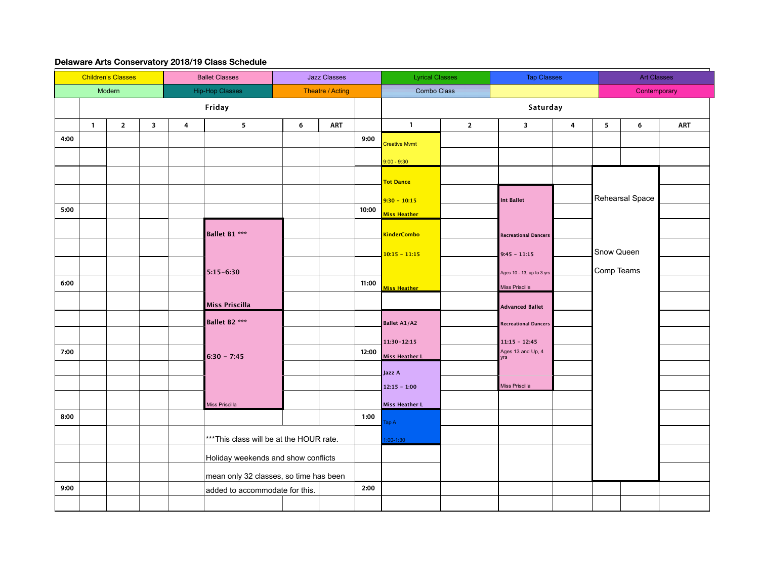## Delaware Arts Conservatory 2018/19 Class Schedule

| | | | | | |
|---|---|---|---|---|---|
| Children's Classes | Ballet Classes | Jazz Classes | Lyrical Classes | Tap Classes | Art Classes |
| Modern | Hip-Hop Classes | Theatre / Acting | Combo Class | | Contemporary |

**Friday**

| | 1 | 2 | 3 | 4 | 5 | 6 | ART |
|---|---|---|---|---|---|---|---|
| 4:00 | | | | | | | |
| 5:00 | | | | | | | |
| | | | | | Ballet B1 *** 5:15-6:30 Miss Priscilla | | |
| 6:00 | | | | | | | |
| | | | | | Ballet B2 *** 6:30 - 7:45 Miss Priscilla | | |
| 7:00 | | | | | | | |
| 8:00 | | | | | | | |
| 9:00 | | | | | | | |

***This class will be at the HOUR rate. Holiday weekends and show conflicts mean only 32 classes, so time has been added to accommodate for this.

**Saturday**

| | 1 | 2 | 3 | 4 | 5 | 6 | ART |
|---|---|---|---|---|---|---|---|
| 9:00 | Creative Mvmt 9:00 - 9:30 | | | | | | |
| | Tot Dance 9:30 - 10:15 Miss Heather | | Int Ballet Recreational Dancers 9:45 - 11:15 Ages 10 - 13, up to 3 yrs Miss Priscilla | | Rehearsal Space Snow Queen Comp Teams | | |
| 10:00 | KinderCombo 10:15 - 11:15 Miss Heather | | | | | | |
| 11:00 | | | Advanced Ballet Recreational Dancers 11:15 - 12:45 Ages 13 and Up, 4 yrs Miss Priscilla | | | | |
| | Ballet A1/A2 11:30-12:15 Miss Heather L | | | | | | |
| 12:00 | Jazz A 12:15 - 1:00 Miss Heather L | | | | | | |
| 1:00 | Tap A 1:00-1:30 | | | | | | |
| 2:00 | | | | | | | |